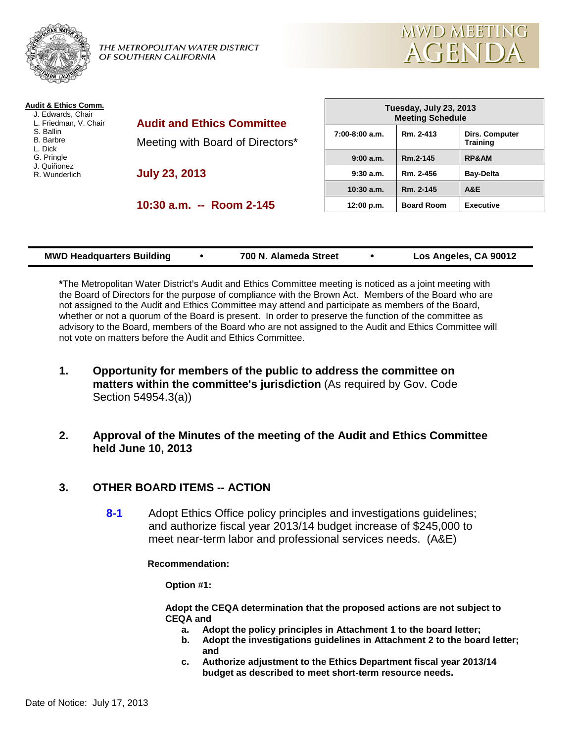THE METROPOLITAN WATER DISTRICT OF SOUTHERN CALIFORNIA

# MWD MEETING AGENDA

**Audit & Ethics Comm.**
J. Edwards, Chair
L. Friedman, V. Chair
S. Ballin
B. Barbre
L. Dick
G. Pringle
J. Quiñonez
R. Wunderlich

## Audit and Ethics Committee

Meeting with Board of Directors*

**July 23, 2013**

**10:30 a.m. -- Room 2-145**

| Tuesday, July 23, 2013 Meeting Schedule | | |
|---|---|---|
| 7:00-8:00 a.m. | Rm. 2-413 | Dirs. Computer Training |
| 9:00 a.m. | Rm.2-145 | RP&AM |
| 9:30 a.m. | Rm. 2-456 | Bay-Delta |
| 10:30 a.m. | Rm. 2-145 | A&E |
| 12:00 p.m. | Board Room | Executive |

**MWD Headquarters Building • 700 N. Alameda Street • Los Angeles, CA 90012**

***The Metropolitan Water District's Audit and Ethics Committee meeting is noticed as a joint meeting with the Board of Directors for the purpose of compliance with the Brown Act. Members of the Board who are not assigned to the Audit and Ethics Committee may attend and participate as members of the Board, whether or not a quorum of the Board is present. In order to preserve the function of the committee as advisory to the Board, members of the Board who are not assigned to the Audit and Ethics Committee will not vote on matters before the Audit and Ethics Committee.

1. **Opportunity for members of the public to address the committee on matters within the committee's jurisdiction** (As required by Gov. Code Section 54954.3(a))

2. **Approval of the Minutes of the meeting of the Audit and Ethics Committee held June 10, 2013**

3. **OTHER BOARD ITEMS -- ACTION**

   **8-1** Adopt Ethics Office policy principles and investigations guidelines; and authorize fiscal year 2013/14 budget increase of $245,000 to meet near-term labor and professional services needs. (A&E)

   **Recommendation:**

   **Option #1:**

   **Adopt the CEQA determination that the proposed actions are not subject to CEQA and**

   a. **Adopt the policy principles in Attachment 1 to the board letter;**
   b. **Adopt the investigations guidelines in Attachment 2 to the board letter; and**
   c. **Authorize adjustment to the Ethics Department fiscal year 2013/14 budget as described to meet short-term resource needs.**

Date of Notice: July 17, 2013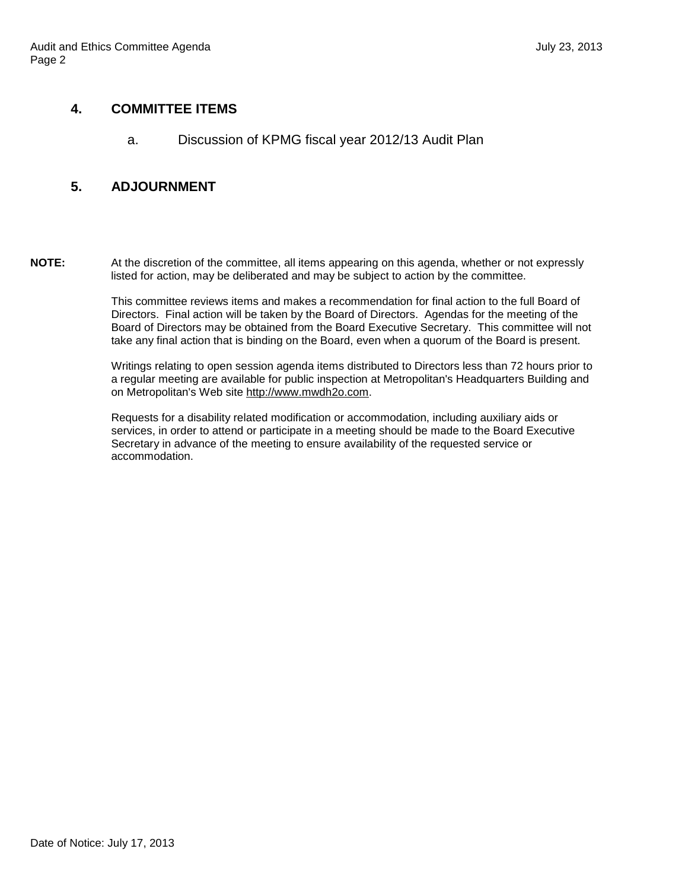## 4. COMMITTEE ITEMS

a. Discussion of KPMG fiscal year 2012/13 Audit Plan

## 5. ADJOURNMENT

**NOTE:** At the discretion of the committee, all items appearing on this agenda, whether or not expressly listed for action, may be deliberated and may be subject to action by the committee.

This committee reviews items and makes a recommendation for final action to the full Board of Directors. Final action will be taken by the Board of Directors. Agendas for the meeting of the Board of Directors may be obtained from the Board Executive Secretary. This committee will not take any final action that is binding on the Board, even when a quorum of the Board is present.

Writings relating to open session agenda items distributed to Directors less than 72 hours prior to a regular meeting are available for public inspection at Metropolitan's Headquarters Building and on Metropolitan's Web site http://www.mwdh2o.com.

Requests for a disability related modification or accommodation, including auxiliary aids or services, in order to attend or participate in a meeting should be made to the Board Executive Secretary in advance of the meeting to ensure availability of the requested service or accommodation.

Date of Notice: July 17, 2013